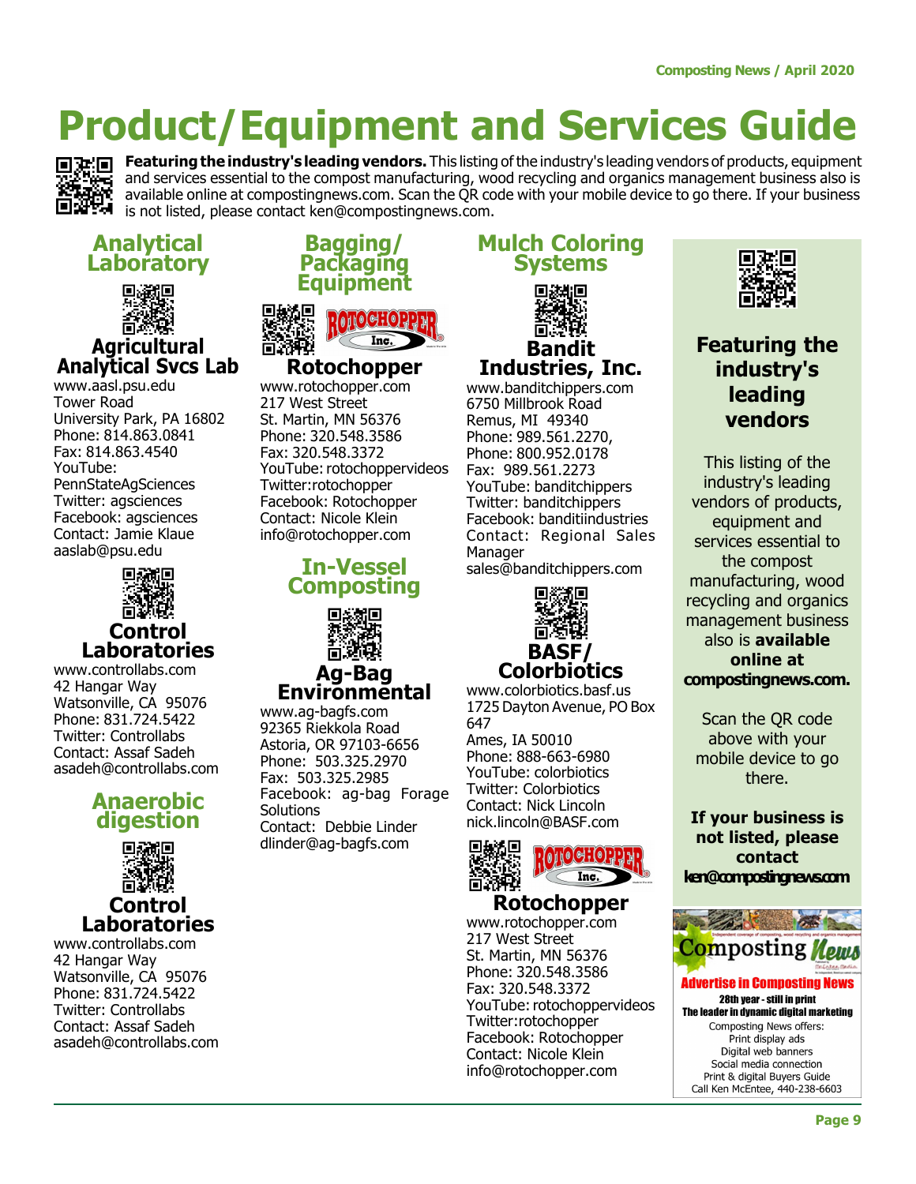# Product/Equipment and Services Guide

**Featuring the industry's leading vendors.** This listing of the industry's leading vendors of products, equipment and services essential to the compost manufacturing, wood recycling and organics management business also is available online at compostingnews.com. Scan the QR code with your mobile device to go there. If your business is not listed, please contact ken@compostingnews.com.

## Analytical Laboratory

### Agricultural Analytical Svcs Lab

www.aasl.psu.edu
Tower Road
University Park, PA 16802
Phone: 814.863.0841
Fax: 814.863.4540
YouTube: PennStateAgSciences
Twitter: agsciences
Facebook: agsciences
Contact: Jamie Klaue
aaslab@psu.edu

### Control Laboratories

www.controllabs.com
42 Hangar Way
Watsonville, CA 95076
Phone: 831.724.5422
Twitter: Controllabs
Contact: Assaf Sadeh
asadeh@controllabs.com

## Anaerobic digestion

### Control Laboratories

www.controllabs.com
42 Hangar Way
Watsonville, CA 95076
Phone: 831.724.5422
Twitter: Controllabs
Contact: Assaf Sadeh
asadeh@controllabs.com

## Bagging/ Packaging Equipment

### Rotochopper

www.rotochopper.com
217 West Street
St. Martin, MN 56376
Phone: 320.548.3586
Fax: 320.548.3372
YouTube: rotochoppervideos
Twitter:rotochopper
Facebook: Rotochopper
Contact: Nicole Klein
info@rotochopper.com

## In-Vessel Composting

### Ag-Bag Environmental

www.ag-bagfs.com
92365 Riekkola Road
Astoria, OR 97103-6656
Phone: 503.325.2970
Fax: 503.325.2985
Facebook: ag-bag Forage Solutions
Contact: Debbie Linder
dlinder@ag-bagfs.com

## Mulch Coloring Systems

### Bandit Industries, Inc.

www.banditchippers.com
6750 Millbrook Road
Remus, MI 49340
Phone: 989.561.2270,
Phone: 800.952.0178
Fax: 989.561.2273
YouTube: banditchippers
Twitter: banditchippers
Facebook: banditiindustries
Contact: Regional Sales Manager
sales@banditchippers.com

### BASF/ Colorbiotics

www.colorbiotics.basf.us
1725 Dayton Avenue, PO Box 647
Ames, IA 50010
Phone: 888-663-6980
YouTube: colorbiotics
Twitter: Colorbiotics
Contact: Nick Lincoln
nick.lincoln@BASF.com

### Rotochopper

www.rotochopper.com
217 West Street
St. Martin, MN 56376
Phone: 320.548.3586
Fax: 320.548.3372
YouTube: rotochoppervideos
Twitter:rotochopper
Facebook: Rotochopper
Contact: Nicole Klein
info@rotochopper.com

## Featuring the industry's leading vendors

This listing of the industry's leading vendors of products, equipment and services essential to the compost manufacturing, wood recycling and organics management business also is **available online at compostingnews.com.**

Scan the QR code above with your mobile device to go there.

**If your business is not listed, please contact ken@compostingnews.com**

Composting News

**Advertise in Composting News**
**28th year - still in print**
**The leader in dynamic digital marketing**
Composting News offers:
Print display ads
Digital web banners
Social media connection
Print & digital Buyers Guide
Call Ken McEntee, 440-238-6603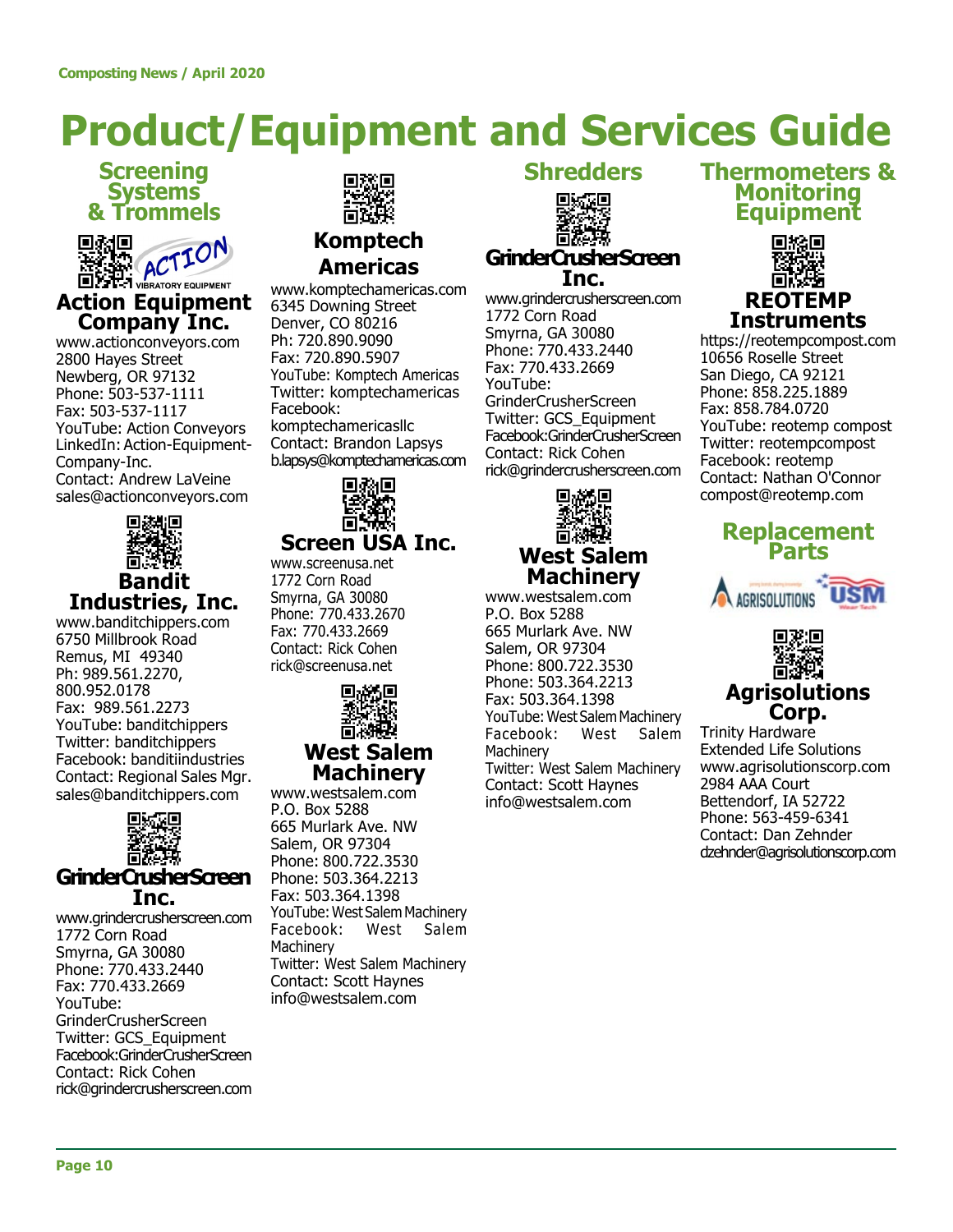# Product/Equipment and Services Guide

## Screening Systems & Trommels

### Action Equipment Company Inc.

www.actionconveyors.com
2800 Hayes Street
Newberg, OR 97132
Phone: 503-537-1111
Fax: 503-537-1117
YouTube: Action Conveyors
LinkedIn: Action-Equipment-Company-Inc.
Contact: Andrew LaVeine
sales@actionconveyors.com

### Bandit Industries, Inc.

www.banditchippers.com
6750 Millbrook Road
Remus, MI 49340
Ph: 989.561.2270, 800.952.0178
Fax: 989.561.2273
YouTube: banditchippers
Twitter: banditchippers
Facebook: banditiindustries
Contact: Regional Sales Mgr.
sales@banditchippers.com

### GrinderCrusherScreen Inc.

www.grindercrusherscreen.com
1772 Corn Road
Smyrna, GA 30080
Phone: 770.433.2440
Fax: 770.433.2669
YouTube: GrinderCrusherScreen
Twitter: GCS_Equipment
Facebook:GrinderCrusherScreen
Contact: Rick Cohen
rick@grindercrusherscreen.com

### Komptech Americas

www.komptechamericas.com
6345 Downing Street
Denver, CO 80216
Ph: 720.890.9090
Fax: 720.890.5907
YouTube: Komptech Americas
Twitter: komptechamericas
Facebook: komptechamericasllc
Contact: Brandon Lapsys
b.lapsys@komptechamericas.com

### Screen USA Inc.

www.screenusa.net
1772 Corn Road
Smyrna, GA 30080
Phone: 770.433.2670
Fax: 770.433.2669
Contact: Rick Cohen
rick@screenusa.net

### West Salem Machinery

www.westsalem.com
P.O. Box 5288
665 Murlark Ave. NW
Salem, OR 97304
Phone: 800.722.3530
Phone: 503.364.2213
Fax: 503.364.1398
YouTube: West Salem Machinery
Facebook: West Salem Machinery
Twitter: West Salem Machinery
Contact: Scott Haynes
info@westsalem.com

## Shredders

### GrinderCrusherScreen Inc.

www.grindercrusherscreen.com
1772 Corn Road
Smyrna, GA 30080
Phone: 770.433.2440
Fax: 770.433.2669
YouTube: GrinderCrusherScreen
Twitter: GCS_Equipment
Facebook:GrinderCrusherScreen
Contact: Rick Cohen
rick@grindercrusherscreen.com

### West Salem Machinery

www.westsalem.com
P.O. Box 5288
665 Murlark Ave. NW
Salem, OR 97304
Phone: 800.722.3530
Phone: 503.364.2213
Fax: 503.364.1398
YouTube: West Salem Machinery
Facebook: West Salem Machinery
Twitter: West Salem Machinery
Contact: Scott Haynes
info@westsalem.com

## Thermometers & Monitoring Equipment

### REOTEMP Instruments

https://reotempcompost.com
10656 Roselle Street
San Diego, CA 92121
Phone: 858.225.1889
Fax: 858.784.0720
YouTube: reotemp compost
Twitter: reotempcompost
Facebook: reotemp
Contact: Nathan O'Connor
compost@reotemp.com

## Replacement Parts

### Agrisolutions Corp.

Trinity Hardware
Extended Life Solutions
www.agrisolutionscorp.com
2984 AAA Court
Bettendorf, IA 52722
Phone: 563-459-6341
Contact: Dan Zehnder
dzehnder@agrisolutionscorp.com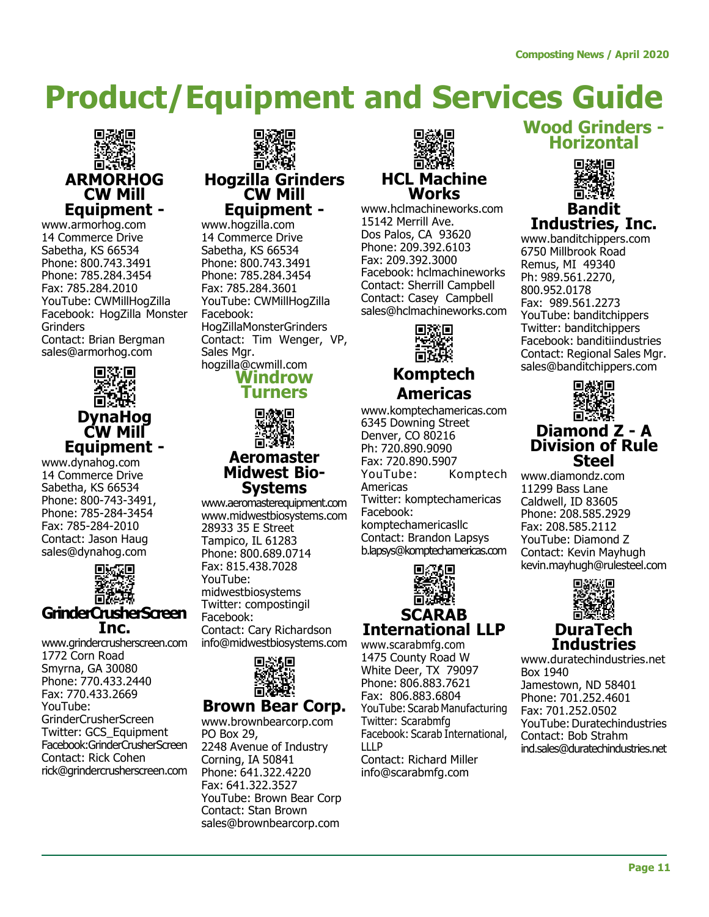# Product/Equipment and Services Guide

### ARMORHOG CW Mill Equipment -

www.armorhog.com
14 Commerce Drive
Sabetha, KS 66534
Phone: 800.743.3491
Phone: 785.284.3454
Fax: 785.284.2010
YouTube: CWMillHogZilla
Facebook: HogZilla Monster Grinders
Contact: Brian Bergman
sales@armorhog.com

### DynaHog CW Mill Equipment -

www.dynahog.com
14 Commerce Drive
Sabetha, KS 66534
Phone: 800-743-3491,
Phone: 785-284-3454
Fax: 785-284-2010
Contact: Jason Haug
sales@dynahog.com

### GrinderCrusherScreen Inc.

www.grindercrusherscreen.com
1772 Corn Road
Smyrna, GA 30080
Phone: 770.433.2440
Fax: 770.433.2669
YouTube: GrinderCrusherScreen
Twitter: GCS_Equipment
Facebook:GrinderCrusherScreen
Contact: Rick Cohen
rick@grindercrusherscreen.com

### Hogzilla Grinders CW Mill Equipment -

www.hogzilla.com
14 Commerce Drive
Sabetha, KS 66534
Phone: 800.743.3491
Phone: 785.284.3454
Fax: 785.284.3601
YouTube: CWMillHogZilla
Facebook: HogZillaMonsterGrinders
Contact: Tim Wenger, VP, Sales Mgr.
hogzilla@cwmill.com

## Windrow Turners

### Aeromaster Midwest Bio-Systems

www.aeromasterequipment.com
www.midwestbiosystems.com
28933 35 E Street
Tampico, IL 61283
Phone: 800.689.0714
Fax: 815.438.7028
YouTube: midwestbiosystems
Twitter: compostingil
Facebook:
Contact: Cary Richardson
info@midwestbiosystems.com

### Brown Bear Corp.

www.brownbearcorp.com
PO Box 29,
2248 Avenue of Industry
Corning, IA 50841
Phone: 641.322.4220
Fax: 641.322.3527
YouTube: Brown Bear Corp
Contact: Stan Brown
sales@brownbearcorp.com

### HCL Machine Works

www.hclmachineworks.com
15142 Merrill Ave.
Dos Palos, CA 93620
Phone: 209.392.6103
Fax: 209.392.3000
Facebook: hclmachineworks
Contact: Sherrill Campbell
Contact: Casey Campbell
sales@hclmachineworks.com

### Komptech Americas

www.komptechamericas.com
6345 Downing Street
Denver, CO 80216
Ph: 720.890.9090
Fax: 720.890.5907
YouTube: Komptech Americas
Twitter: komptechamericas
Facebook: komptechamericasllc
Contact: Brandon Lapsys
b.lapsys@komptechamericas.com

### SCARAB International LLP

www.scarabmfg.com
1475 County Road W
White Deer, TX 79097
Phone: 806.883.7621
Fax: 806.883.6804
YouTube: Scarab Manufacturing
Twitter: Scarabmfg
Facebook: Scarab International, LLLP
Contact: Richard Miller
info@scarabmfg.com

## Wood Grinders - Horizontal

### Bandit Industries, Inc.

www.banditchippers.com
6750 Millbrook Road
Remus, MI 49340
Ph: 989.561.2270, 800.952.0178
Fax: 989.561.2273
YouTube: banditchippers
Twitter: banditchippers
Facebook: banditiindustries
Contact: Regional Sales Mgr.
sales@banditchippers.com

### Diamond Z - A Division of Rule Steel

www.diamondz.com
11299 Bass Lane
Caldwell, ID 83605
Phone: 208.585.2929
Fax: 208.585.2112
YouTube: Diamond Z
Contact: Kevin Mayhugh
kevin.mayhugh@rulesteel.com

### DuraTech Industries

www.duratechindustries.net
Box 1940
Jamestown, ND 58401
Phone: 701.252.4601
Fax: 701.252.0502
YouTube: Duratechindustries
Contact: Bob Strahm
ind.sales@duratechindustries.net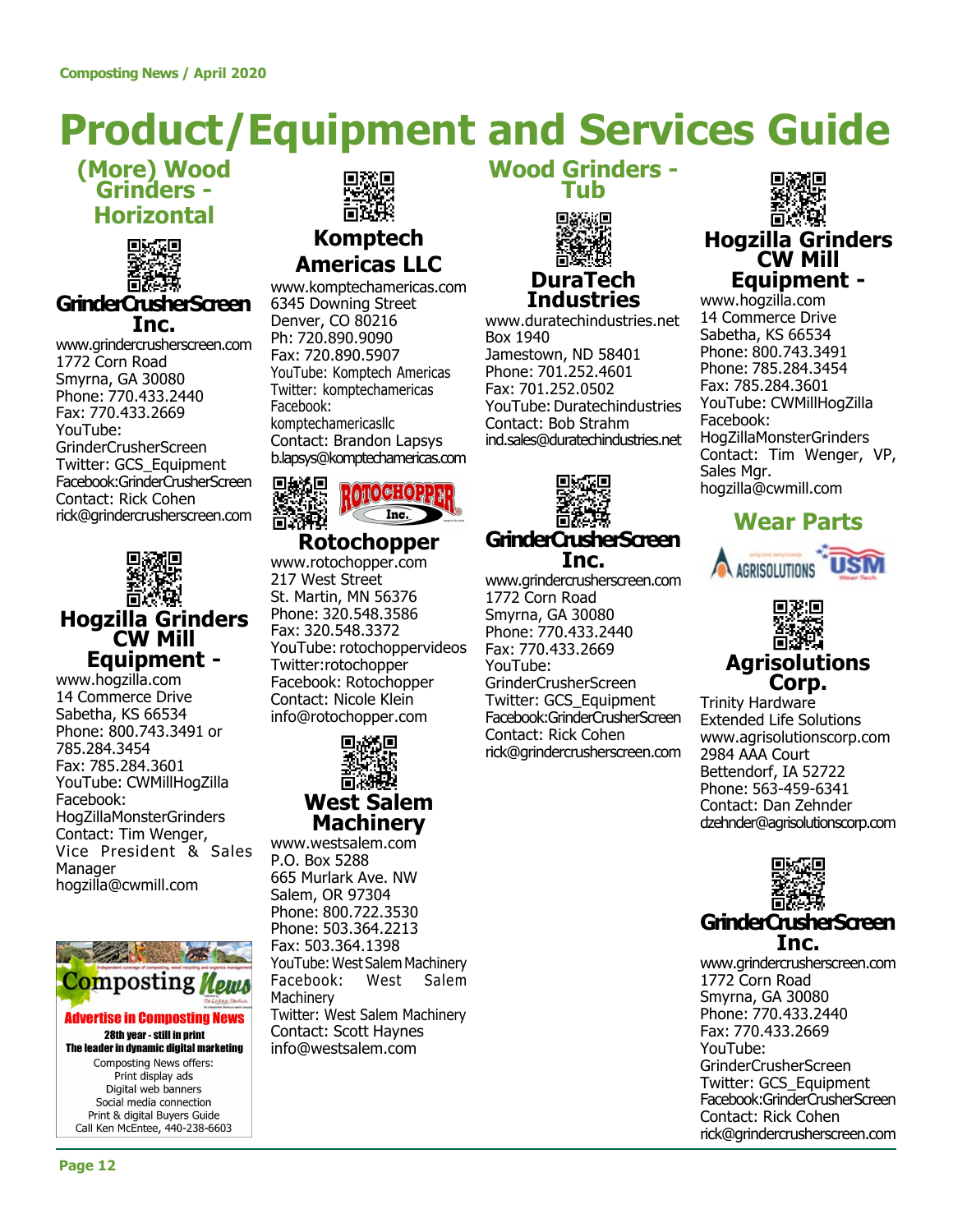# Product/Equipment and Services Guide

## (More) Wood Grinders - Horizontal

### GrinderCrusherScreen Inc.

www.grindercrusherscreen.com
1772 Corn Road
Smyrna, GA 30080
Phone: 770.433.2440
Fax: 770.433.2669
YouTube: GrinderCrusherScreen
Twitter: GCS_Equipment
Facebook:GrinderCrusherScreen
Contact: Rick Cohen
rick@grindercrusherscreen.com

### Hogzilla Grinders CW Mill Equipment -

www.hogzilla.com
14 Commerce Drive
Sabetha, KS 66534
Phone: 800.743.3491 or 785.284.3454
Fax: 785.284.3601
YouTube: CWMillHogZilla
Facebook: HogZillaMonsterGrinders
Contact: Tim Wenger, Vice President & Sales Manager
hogzilla@cwmill.com

Composting News

Advertise in Composting News

28th year - still in print

The leader in dynamic digital marketing

Composting News offers:
Print display ads
Digital web banners
Social media connection
Print & digital Buyers Guide
Call Ken McEntee, 440-238-6603

### Komptech Americas LLC

www.komptechamericas.com
6345 Downing Street
Denver, CO 80216
Ph: 720.890.9090
Fax: 720.890.5907
YouTube: Komptech Americas
Twitter: komptechamericas
Facebook: komptechamericasllc
Contact: Brandon Lapsys
b.lapsys@komptechamericas.com

### Rotochopper

www.rotochopper.com
217 West Street
St. Martin, MN 56376
Phone: 320.548.3586
Fax: 320.548.3372
YouTube: rotochoppervideos
Twitter:rotochopper
Facebook: Rotochopper
Contact: Nicole Klein
info@rotochopper.com

### West Salem Machinery

www.westsalem.com
P.O. Box 5288
665 Murlark Ave. NW
Salem, OR 97304
Phone: 800.722.3530
Phone: 503.364.2213
Fax: 503.364.1398
YouTube: West Salem Machinery
Facebook: West Salem Machinery
Twitter: West Salem Machinery
Contact: Scott Haynes
info@westsalem.com

## Wood Grinders - Tub

### DuraTech Industries

www.duratechindustries.net
Box 1940
Jamestown, ND 58401
Phone: 701.252.4601
Fax: 701.252.0502
YouTube: Duratechindustries
Contact: Bob Strahm
ind.sales@duratechindustries.net

### GrinderCrusherScreen Inc.

www.grindercrusherscreen.com
1772 Corn Road
Smyrna, GA 30080
Phone: 770.433.2440
Fax: 770.433.2669
YouTube: GrinderCrusherScreen
Twitter: GCS_Equipment
Facebook:GrinderCrusherScreen
Contact: Rick Cohen
rick@grindercrusherscreen.com

### Hogzilla Grinders CW Mill Equipment -

www.hogzilla.com
14 Commerce Drive
Sabetha, KS 66534
Phone: 800.743.3491
Phone: 785.284.3454
Fax: 785.284.3601
YouTube: CWMillHogZilla
Facebook: HogZillaMonsterGrinders
Contact: Tim Wenger, VP, Sales Mgr.
hogzilla@cwmill.com

## Wear Parts

### Agrisolutions Corp.

Trinity Hardware
Extended Life Solutions
www.agrisolutionscorp.com
2984 AAA Court
Bettendorf, IA 52722
Phone: 563-459-6341
Contact: Dan Zehnder
dzehnder@agrisolutionscorp.com

### GrinderCrusherScreen Inc.

www.grindercrusherscreen.com
1772 Corn Road
Smyrna, GA 30080
Phone: 770.433.2440
Fax: 770.433.2669
YouTube: GrinderCrusherScreen
Twitter: GCS_Equipment
Facebook:GrinderCrusherScreen
Contact: Rick Cohen
rick@grindercrusherscreen.com